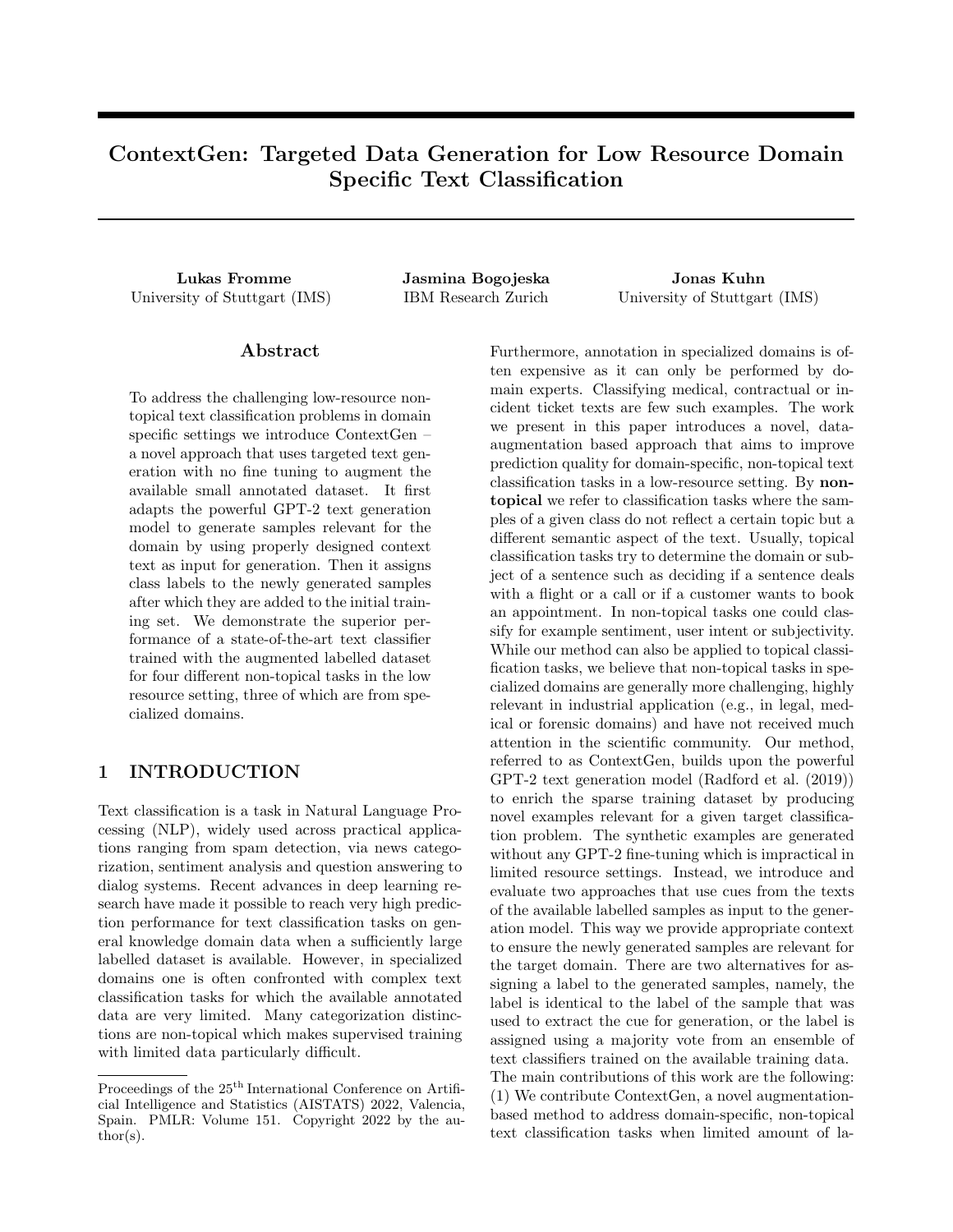# ContextGen: Targeted Data Generation for Low Resource Domain Specific Text Classification

**Lukas Fromme**
University of Stuttgart (IMS)

**Jasmina Bogojeska**
IBM Research Zurich

**Jonas Kuhn**
University of Stuttgart (IMS)

## Abstract

To address the challenging low-resource non-topical text classification problems in domain specific settings we introduce ContextGen – a novel approach that uses targeted text generation with no fine tuning to augment the available small annotated dataset. It first adapts the powerful GPT-2 text generation model to generate samples relevant for the domain by using properly designed context text as input for generation. Then it assigns class labels to the newly generated samples after which they are added to the initial training set. We demonstrate the superior performance of a state-of-the-art text classifier trained with the augmented labelled dataset for four different non-topical tasks in the low resource setting, three of which are from specialized domains.

## 1 INTRODUCTION

Text classification is a task in Natural Language Processing (NLP), widely used across practical applications ranging from spam detection, via news categorization, sentiment analysis and question answering to dialog systems. Recent advances in deep learning research have made it possible to reach very high prediction performance for text classification tasks on general knowledge domain data when a sufficiently large labelled dataset is available. However, in specialized domains one is often confronted with complex text classification tasks for which the available annotated data are very limited. Many categorization distinctions are non-topical which makes supervised training with limited data particularly difficult.

Furthermore, annotation in specialized domains is often expensive as it can only be performed by domain experts. Classifying medical, contractual or incident ticket texts are few such examples. The work we present in this paper introduces a novel, data-augmentation based approach that aims to improve prediction quality for domain-specific, non-topical text classification tasks in a low-resource setting. By **non-topical** we refer to classification tasks where the samples of a given class do not reflect a certain topic but a different semantic aspect of the text. Usually, topical classification tasks try to determine the domain or subject of a sentence such as deciding if a sentence deals with a flight or a call or if a customer wants to book an appointment. In non-topical tasks one could classify for example sentiment, user intent or subjectivity. While our method can also be applied to topical classification tasks, we believe that non-topical tasks in specialized domains are generally more challenging, highly relevant in industrial application (e.g., in legal, medical or forensic domains) and have not received much attention in the scientific community. Our method, referred to as ContextGen, builds upon the powerful GPT-2 text generation model (Radford et al. (2019)) to enrich the sparse training dataset by producing novel examples relevant for a given target classification problem. The synthetic examples are generated without any GPT-2 fine-tuning which is impractical in limited resource settings. Instead, we introduce and evaluate two approaches that use cues from the texts of the available labelled samples as input to the generation model. This way we provide appropriate context to ensure the newly generated samples are relevant for the target domain. There are two alternatives for assigning a label to the generated samples, namely, the label is identical to the label of the sample that was used to extract the cue for generation, or the label is assigned using a majority vote from an ensemble of text classifiers trained on the available training data. The main contributions of this work are the following: (1) We contribute ContextGen, a novel augmentation-based method to address domain-specific, non-topical text classification tasks when limited amount of la-

Proceedings of the 25[th] International Conference on Artificial Intelligence and Statistics (AISTATS) 2022, Valencia, Spain. PMLR: Volume 151. Copyright 2022 by the author(s).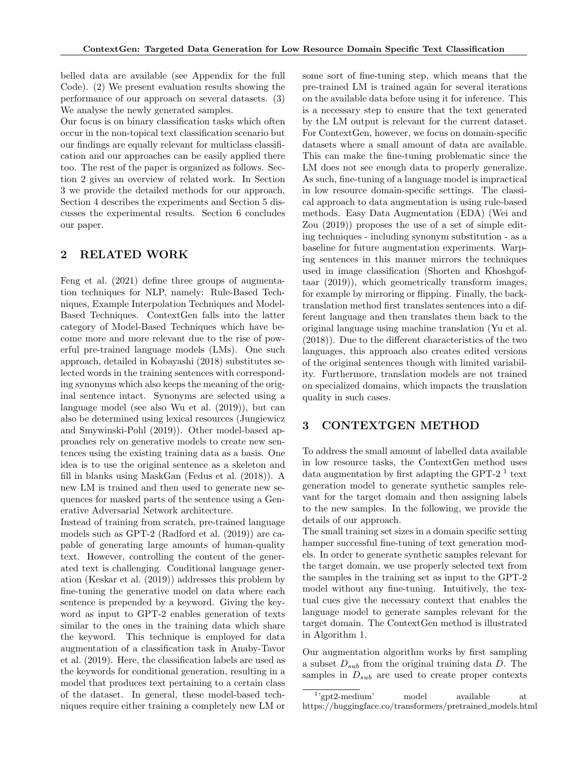belled data are available (see Appendix for the full Code). (2) We present evaluation results showing the performance of our approach on several datasets. (3) We analyse the newly generated samples.

Our focus is on binary classification tasks which often occur in the non-topical text classification scenario but our findings are equally relevant for multiclass classification and our approaches can be easily applied there too. The rest of the paper is organized as follows. Section 2 gives an overview of related work. In Section 3 we provide the detailed methods for our approach, Section 4 describes the experiments and Section 5 discusses the experimental results. Section 6 concludes our paper.

## 2 RELATED WORK

Feng et al. (2021) define three groups of augmentation techniques for NLP, namely: Rule-Based Techniques, Example Interpolation Techniques and Model-Based Techniques. ContextGen falls into the latter category of Model-Based Techniques which have become more and more relevant due to the rise of powerful pre-trained language models (LMs). One such approach, detailed in Kobayashi (2018) substitutes selected words in the training sentences with corresponding synonyms which also keeps the meaning of the original sentence intact. Synonyms are selected using a language model (see also Wu et al. (2019)), but can also be determined using lexical resources (Jungiewicz and Smywinski-Pohl (2019)). Other model-based approaches rely on generative models to create new sentences using the existing training data as a basis. One idea is to use the original sentence as a skeleton and fill in blanks using MaskGan (Fedus et al. (2018)). A new LM is trained and then used to generate new sequences for masked parts of the sentence using a Generative Adversarial Network architecture.

Instead of training from scratch, pre-trained language models such as GPT-2 (Radford et al. (2019)) are capable of generating large amounts of human-quality text. However, controlling the content of the generated text is challenging. Conditional language generation (Keskar et al. (2019)) addresses this problem by fine-tuning the generative model on data where each sentence is prepended by a keyword. Giving the keyword as input to GPT-2 enables generation of texts similar to the ones in the training data which share the keyword. This technique is employed for data augmentation of a classification task in Anaby-Tavor et al. (2019). Here, the classification labels are used as the keywords for conditional generation, resulting in a model that produces text pertaining to a certain class of the dataset. In general, these model-based techniques require either training a completely new LM or some sort of fine-tuning step, which means that the pre-trained LM is trained again for several iterations on the available data before using it for inference. This is a necessary step to ensure that the text generated by the LM output is relevant for the current dataset. For ContextGen, however, we focus on domain-specific datasets where a small amount of data are available. This can make the fine-tuning problematic since the LM does not see enough data to properly generalize. As such, fine-tuning of a language model is impractical in low resource domain-specific settings. The classical approach to data augmentation is using rule-based methods. Easy Data Augmentation (EDA) (Wei and Zou (2019)) proposes the use of a set of simple editing techniques - including synonym substitution - as a baseline for future augmentation experiments. Warping sentences in this manner mirrors the techniques used in image classification (Shorten and Khoshgoftaar (2019)), which geometrically transform images, for example by mirroring or flipping. Finally, the back-translation method first translates sentences into a different language and then translates them back to the original language using machine translation (Yu et al. (2018)). Due to the different characteristics of the two languages, this approach also creates edited versions of the original sentences though with limited variability. Furthermore, translation models are not trained on specialized domains, which impacts the translation quality in such cases.

## 3 CONTEXTGEN METHOD

To address the small amount of labelled data available in low resource tasks, the ContextGen method uses data augmentation by first adapting the GPT-2 [1] text generation model to generate synthetic samples relevant for the target domain and then assigning labels to the new samples. In the following, we provide the details of our approach.

The small training set sizes in a domain specific setting hamper successful fine-tuning of text generation models. In order to generate synthetic samples relevant for the target domain, we use properly selected text from the samples in the training set as input to the GPT-2 model without any fine-tuning. Intuitively, the textual cues give the necessary context that enables the language model to generate samples relevant for the target domain. The ContextGen method is illustrated in Algorithm 1.

Our augmentation algorithm works by first sampling a subset $D_{sub}$ from the original training data $D$. The samples in $D_{sub}$ are used to create proper contexts

[1] 'gpt2-medium' model available at https://huggingface.co/transformers/pretrained_models.html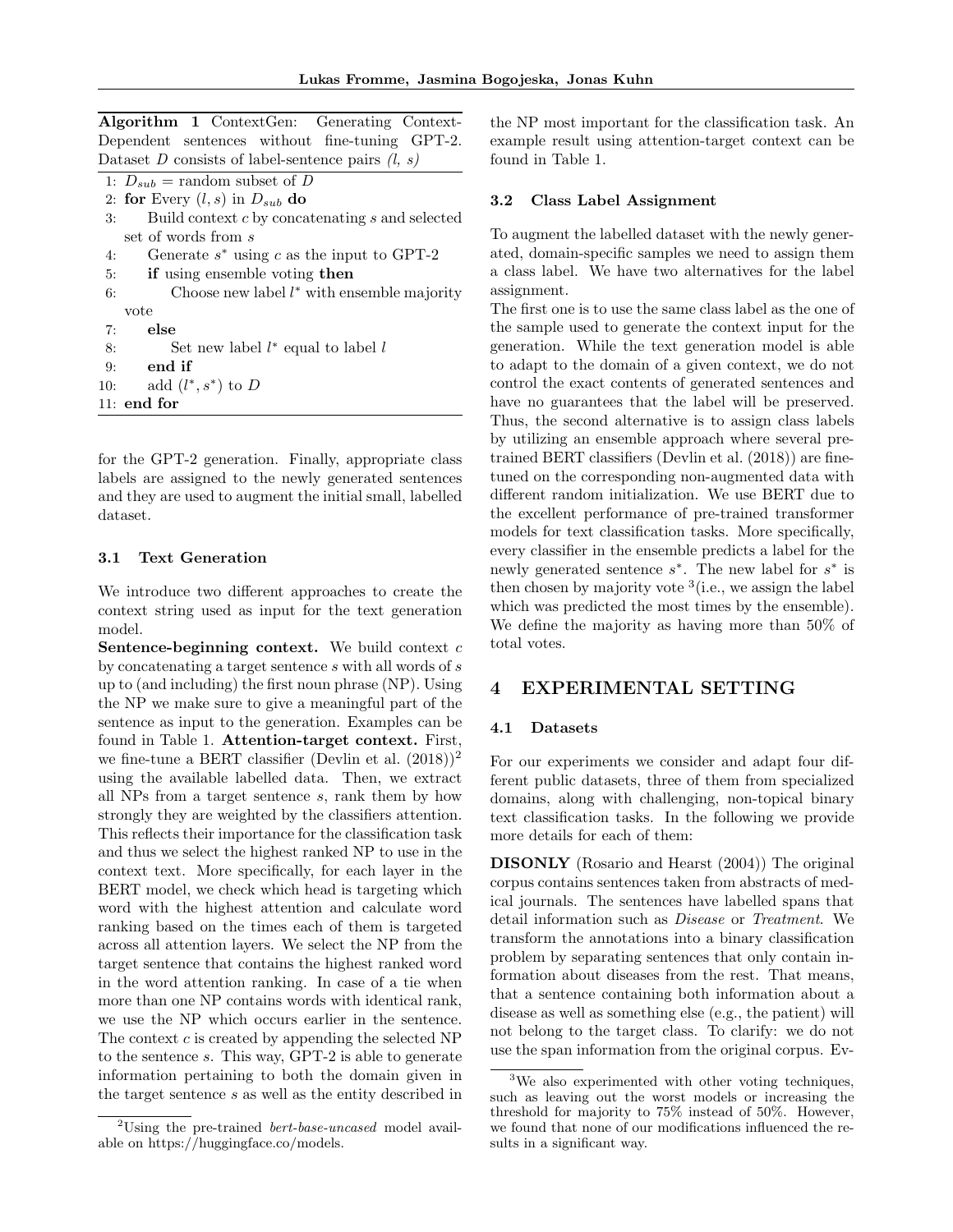**Algorithm 1** ContextGen: Generating Context-Dependent sentences without fine-tuning GPT-2. Dataset $D$ consists of label-sentence pairs *(l, s)*

```
1: D_sub = random subset of D
2: for Every (l, s) in D_sub do
3:     Build context c by concatenating s and selected set of words from s
4:     Generate s* using c as the input to GPT-2
5:     if using ensemble voting then
6:         Choose new label l* with ensemble majority vote
7:     else
8:         Set new label l* equal to label l
9:     end if
10:    add (l*, s*) to D
11: end for
```

for the GPT-2 generation. Finally, appropriate class labels are assigned to the newly generated sentences and they are used to augment the initial small, labelled dataset.

### 3.1 Text Generation

We introduce two different approaches to create the context string used as input for the text generation model.

**Sentence-beginning context.** We build context $c$ by concatenating a target sentence $s$ with all words of $s$ up to (and including) the first noun phrase (NP). Using the NP we make sure to give a meaningful part of the sentence as input to the generation. Examples can be found in Table 1. **Attention-target context.** First, we fine-tune a BERT classifier (Devlin et al. (2018))[2] using the available labelled data. Then, we extract all NPs from a target sentence $s$, rank them by how strongly they are weighted by the classifiers attention. This reflects their importance for the classification task and thus we select the highest ranked NP to use in the context text. More specifically, for each layer in the BERT model, we check which head is targeting which word with the highest attention and calculate word ranking based on the times each of them is targeted across all attention layers. We select the NP from the target sentence that contains the highest ranked word in the word attention ranking. In case of a tie when more than one NP contains words with identical rank, we use the NP which occurs earlier in the sentence. The context $c$ is created by appending the selected NP to the sentence $s$. This way, GPT-2 is able to generate information pertaining to both the domain given in the target sentence $s$ as well as the entity described in the NP most important for the classification task. An example result using attention-target context can be found in Table 1.

### 3.2 Class Label Assignment

To augment the labelled dataset with the newly generated, domain-specific samples we need to assign them a class label. We have two alternatives for the label assignment.

The first one is to use the same class label as the one of the sample used to generate the context input for the generation. While the text generation model is able to adapt to the domain of a given context, we do not control the exact contents of generated sentences and have no guarantees that the label will be preserved. Thus, the second alternative is to assign class labels by utilizing an ensemble approach where several pre-trained BERT classifiers (Devlin et al. (2018)) are fine-tuned on the corresponding non-augmented data with different random initialization. We use BERT due to the excellent performance of pre-trained transformer models for text classification tasks. More specifically, every classifier in the ensemble predicts a label for the newly generated sentence $s^*$. The new label for $s^*$ is then chosen by majority vote [3](i.e., we assign the label which was predicted the most times by the ensemble). We define the majority as having more than 50% of total votes.

## 4 EXPERIMENTAL SETTING

### 4.1 Datasets

For our experiments we consider and adapt four different public datasets, three of them from specialized domains, along with challenging, non-topical binary text classification tasks. In the following we provide more details for each of them:

**DISONLY** (Rosario and Hearst (2004)) The original corpus contains sentences taken from abstracts of medical journals. The sentences have labelled spans that detail information such as *Disease* or *Treatment*. We transform the annotations into a binary classification problem by separating sentences that only contain information about diseases from the rest. That means, that a sentence containing both information about a disease as well as something else (e.g., the patient) will not belong to the target class. To clarify: we do not use the span information from the original corpus. Ev-

[2]Using the pre-trained *bert-base-uncased* model available on https://huggingface.co/models.

[3]We also experimented with other voting techniques, such as leaving out the worst models or increasing the threshold for majority to 75% instead of 50%. However, we found that none of our modifications influenced the results in a significant way.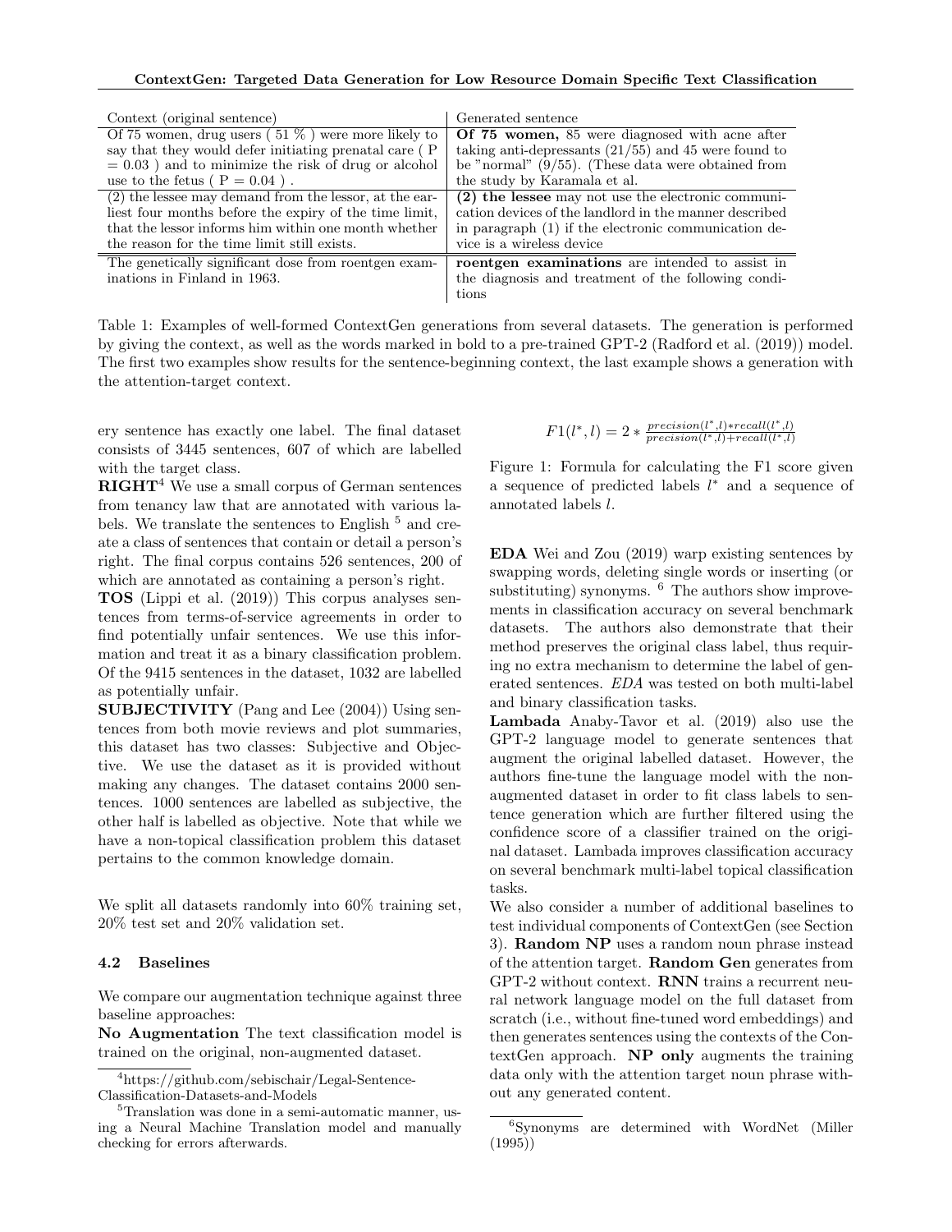| Context (original sentence) | Generated sentence |
|---|---|
| Of 75 women, drug users ( 51 % ) were more likely to say that they would defer initiating prenatal care ( P = 0.03 ) and to minimize the risk of drug or alcohol use to the fetus ( P = 0.04 ) . | **Of 75 women,** 85 were diagnosed with acne after taking anti-depressants (21/55) and 45 were found to be "normal" (9/55). (These data were obtained from the study by Karamala et al. |
| (2) the lessee may demand from the lessor, at the earliest four months before the expiry of the time limit, that the lessor informs him within one month whether the reason for the time limit still exists. | **(2) the lessee** may not use the electronic communication devices of the landlord in the manner described in paragraph (1) if the electronic communication device is a wireless device |
| The genetically significant dose from roentgen examinations in Finland in 1963. | **roentgen examinations** are intended to assist in the diagnosis and treatment of the following conditions |

Table 1: Examples of well-formed ContextGen generations from several datasets. The generation is performed by giving the context, as well as the words marked in bold to a pre-trained GPT-2 (Radford et al. (2019)) model. The first two examples show results for the sentence-beginning context, the last example shows a generation with the attention-target context.

ery sentence has exactly one label. The final dataset consists of 3445 sentences, 607 of which are labelled with the target class.

**RIGHT**[4] We use a small corpus of German sentences from tenancy law that are annotated with various labels. We translate the sentences to English [5] and create a class of sentences that contain or detail a person's right. The final corpus contains 526 sentences, 200 of which are annotated as containing a person's right.

**TOS** (Lippi et al. (2019)) This corpus analyses sentences from terms-of-service agreements in order to find potentially unfair sentences. We use this information and treat it as a binary classification problem. Of the 9415 sentences in the dataset, 1032 are labelled as potentially unfair.

**SUBJECTIVITY** (Pang and Lee (2004)) Using sentences from both movie reviews and plot summaries, this dataset has two classes: Subjective and Objective. We use the dataset as it is provided without making any changes. The dataset contains 2000 sentences. 1000 sentences are labelled as subjective, the other half is labelled as objective. Note that while we have a non-topical classification problem this dataset pertains to the common knowledge domain.

We split all datasets randomly into 60% training set, 20% test set and 20% validation set.

### 4.2 Baselines

We compare our augmentation technique against three baseline approaches:

**No Augmentation** The text classification model is trained on the original, non-augmented dataset.

$$F1(l^*, l) = 2 * \frac{precision(l^*, l) * recall(l^*, l)}{precision(l^*, l) + recall(l^*, l)}$$

Figure 1: Formula for calculating the F1 score given a sequence of predicted labels $l^*$ and a sequence of annotated labels $l$.

**EDA** Wei and Zou (2019) warp existing sentences by swapping words, deleting single words or inserting (or substituting) synonyms. [6] The authors show improvements in classification accuracy on several benchmark datasets. The authors also demonstrate that their method preserves the original class label, thus requiring no extra mechanism to determine the label of generated sentences. *EDA* was tested on both multi-label and binary classification tasks.

**Lambada** Anaby-Tavor et al. (2019) also use the GPT-2 language model to generate sentences that augment the original labelled dataset. However, the authors fine-tune the language model with the non-augmented dataset in order to fit class labels to sentence generation which are further filtered using the confidence score of a classifier trained on the original dataset. Lambada improves classification accuracy on several benchmark multi-label topical classification tasks.

We also consider a number of additional baselines to test individual components of ContextGen (see Section 3). **Random NP** uses a random noun phrase instead of the attention target. **Random Gen** generates from GPT-2 without context. **RNN** trains a recurrent neural network language model on the full dataset from scratch (i.e., without fine-tuned word embeddings) and then generates sentences using the contexts of the ContextGen approach. **NP only** augments the training data only with the attention target noun phrase without any generated content.

[4] https://github.com/sebischair/Legal-Sentence-Classification-Datasets-and-Models

[5] Translation was done in a semi-automatic manner, using a Neural Machine Translation model and manually checking for errors afterwards.

[6] Synonyms are determined with WordNet (Miller (1995))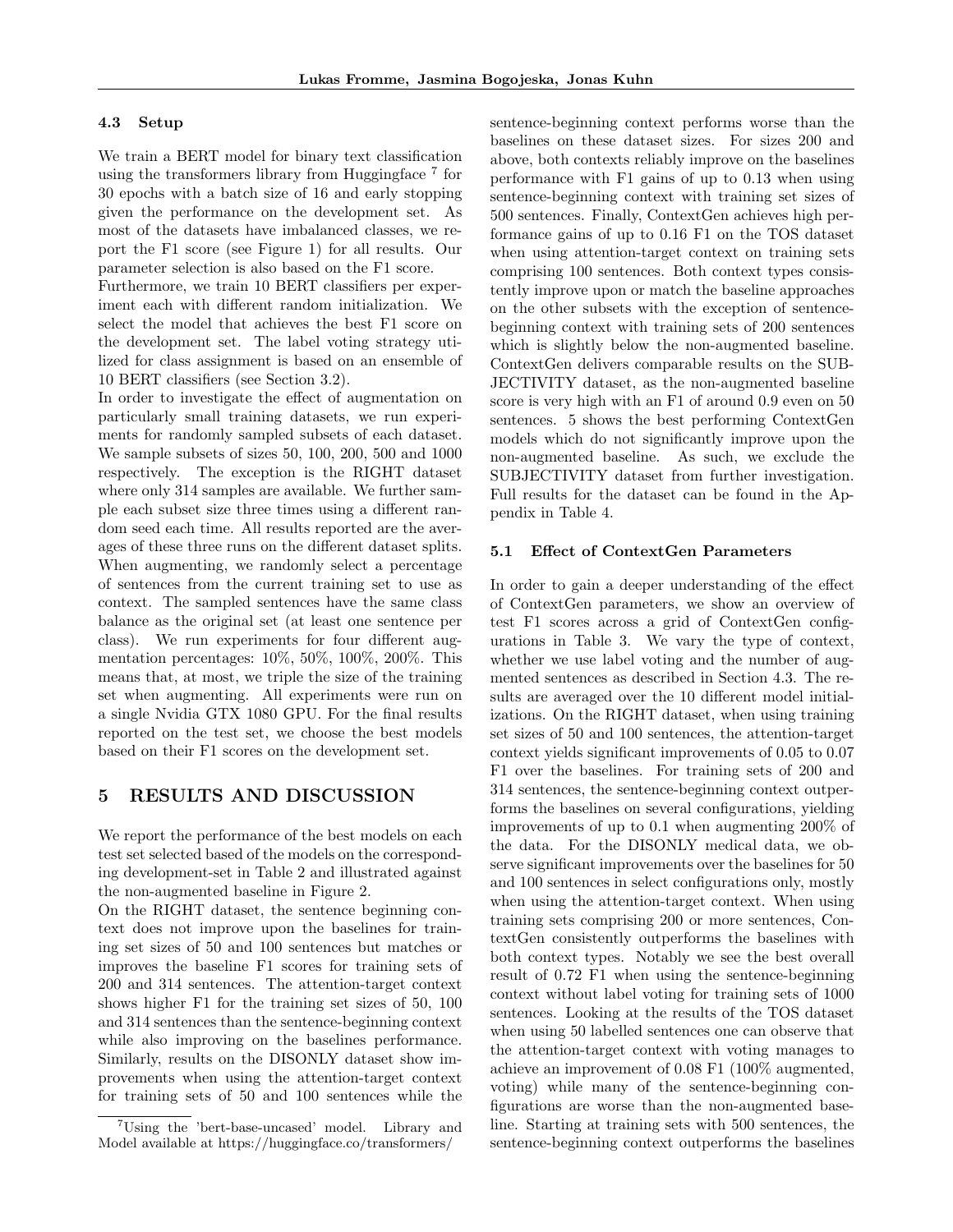### 4.3 Setup

We train a BERT model for binary text classification using the transformers library from Huggingface [7] for 30 epochs with a batch size of 16 and early stopping given the performance on the development set. As most of the datasets have imbalanced classes, we report the F1 score (see Figure 1) for all results. Our parameter selection is also based on the F1 score.

Furthermore, we train 10 BERT classifiers per experiment each with different random initialization. We select the model that achieves the best F1 score on the development set. The label voting strategy utilized for class assignment is based on an ensemble of 10 BERT classifiers (see Section 3.2).

In order to investigate the effect of augmentation on particularly small training datasets, we run experiments for randomly sampled subsets of each dataset. We sample subsets of sizes 50, 100, 200, 500 and 1000 respectively. The exception is the RIGHT dataset where only 314 samples are available. We further sample each subset size three times using a different random seed each time. All results reported are the averages of these three runs on the different dataset splits. When augmenting, we randomly select a percentage of sentences from the current training set to use as context. The sampled sentences have the same class balance as the original set (at least one sentence per class). We run experiments for four different augmentation percentages: 10%, 50%, 100%, 200%. This means that, at most, we triple the size of the training set when augmenting. All experiments were run on a single Nvidia GTX 1080 GPU. For the final results reported on the test set, we choose the best models based on their F1 scores on the development set.

## 5 RESULTS AND DISCUSSION

We report the performance of the best models on each test set selected based of the models on the corresponding development-set in Table 2 and illustrated against the non-augmented baseline in Figure 2.

On the RIGHT dataset, the sentence beginning context does not improve upon the baselines for training set sizes of 50 and 100 sentences but matches or improves the baseline F1 scores for training sets of 200 and 314 sentences. The attention-target context shows higher F1 for the training set sizes of 50, 100 and 314 sentences than the sentence-beginning context while also improving on the baselines performance. Similarly, results on the DISONLY dataset show improvements when using the attention-target context for training sets of 50 and 100 sentences while the sentence-beginning context performs worse than the baselines on these dataset sizes. For sizes 200 and above, both contexts reliably improve on the baselines performance with F1 gains of up to 0.13 when using sentence-beginning context with training set sizes of 500 sentences. Finally, ContextGen achieves high performance gains of up to 0.16 F1 on the TOS dataset when using attention-target context on training sets comprising 100 sentences. Both context types consistently improve upon or match the baseline approaches on the other subsets with the exception of sentence-beginning context with training sets of 200 sentences which is slightly below the non-augmented baseline. ContextGen delivers comparable results on the SUBJECTIVITY dataset, as the non-augmented baseline score is very high with an F1 of around 0.9 even on 50 sentences. 5 shows the best performing ContextGen models which do not significantly improve upon the non-augmented baseline. As such, we exclude the SUBJECTIVITY dataset from further investigation. Full results for the dataset can be found in the Appendix in Table 4.

### 5.1 Effect of ContextGen Parameters

In order to gain a deeper understanding of the effect of ContextGen parameters, we show an overview of test F1 scores across a grid of ContextGen configurations in Table 3. We vary the type of context, whether we use label voting and the number of augmented sentences as described in Section 4.3. The results are averaged over the 10 different model initializations. On the RIGHT dataset, when using training set sizes of 50 and 100 sentences, the attention-target context yields significant improvements of 0.05 to 0.07 F1 over the baselines. For training sets of 200 and 314 sentences, the sentence-beginning context outperforms the baselines on several configurations, yielding improvements of up to 0.1 when augmenting 200% of the data. For the DISONLY medical data, we observe significant improvements over the baselines for 50 and 100 sentences in select configurations only, mostly when using the attention-target context. When using training sets comprising 200 or more sentences, ContextGen consistently outperforms the baselines with both context types. Notably we see the best overall result of 0.72 F1 when using the sentence-beginning context without label voting for training sets of 1000 sentences. Looking at the results of the TOS dataset when using 50 labelled sentences one can observe that the attention-target context with voting manages to achieve an improvement of 0.08 F1 (100% augmented, voting) while many of the sentence-beginning configurations are worse than the non-augmented baseline. Starting at training sets with 500 sentences, the sentence-beginning context outperforms the baselines

[7] Using the 'bert-base-uncased' model. Library and Model available at https://huggingface.co/transformers/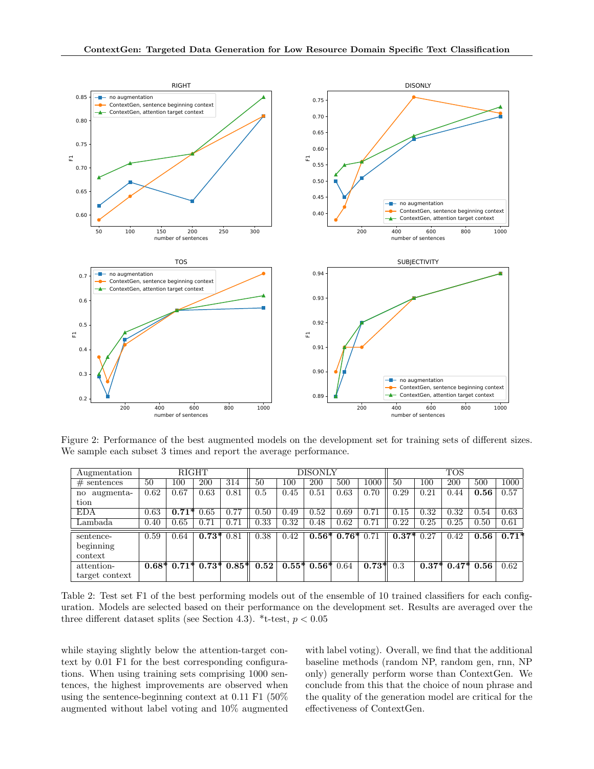Figure 2: Performance of the best augmented models on the development set for training sets of different sizes. We sample each subset 3 times and report the average performance.

| Augmentation | RIGHT | | | | DISONLY | | | | | TOS | | | | |
|---|---|---|---|---|---|---|---|---|---|---|---|---|---|---|
| # sentences | 50 | 100 | 200 | 314 | 50 | 100 | 200 | 500 | 1000 | 50 | 100 | 200 | 500 | 1000 |
| no augmentation | 0.62 | 0.67 | 0.63 | 0.81 | 0.5 | 0.45 | 0.51 | 0.63 | 0.70 | 0.29 | 0.21 | 0.44 | **0.56** | 0.57 |
| EDA | 0.63 | **0.71*** | 0.65 | 0.77 | 0.50 | 0.49 | 0.52 | 0.69 | 0.71 | 0.15 | 0.32 | 0.32 | 0.54 | 0.63 |
| Lambada | 0.40 | 0.65 | 0.71 | 0.71 | 0.33 | 0.32 | 0.48 | 0.62 | 0.71 | 0.22 | 0.25 | 0.25 | 0.50 | 0.61 |
| sentence-beginning context | 0.59 | 0.64 | **0.73*** | 0.81 | 0.38 | 0.42 | **0.56*** | **0.76*** | 0.71 | **0.37*** | 0.27 | 0.42 | **0.56** | **0.71*** |
| attention-target context | **0.68*** | **0.71*** | **0.73*** | **0.85*** | **0.52** | **0.55*** | **0.56*** | 0.64 | **0.73*** | 0.3 | **0.37*** | **0.47*** | **0.56** | 0.62 |

Table 2: Test set F1 of the best performing models out of the ensemble of 10 trained classifiers for each configuration. Models are selected based on their performance on the development set. Results are averaged over the three different dataset splits (see Section 4.3). *t-test, $p < 0.05$

while staying slightly below the attention-target context by 0.01 F1 for the best corresponding configurations. When using training sets comprising 1000 sentences, the highest improvements are observed when using the sentence-beginning context at 0.11 F1 (50% augmented without label voting and 10% augmented with label voting). Overall, we find that the additional baseline methods (random NP, random gen, rnn, NP only) generally perform worse than ContextGen. We conclude from this that the choice of noun phrase and the quality of the generation model are critical for the effectiveness of ContextGen.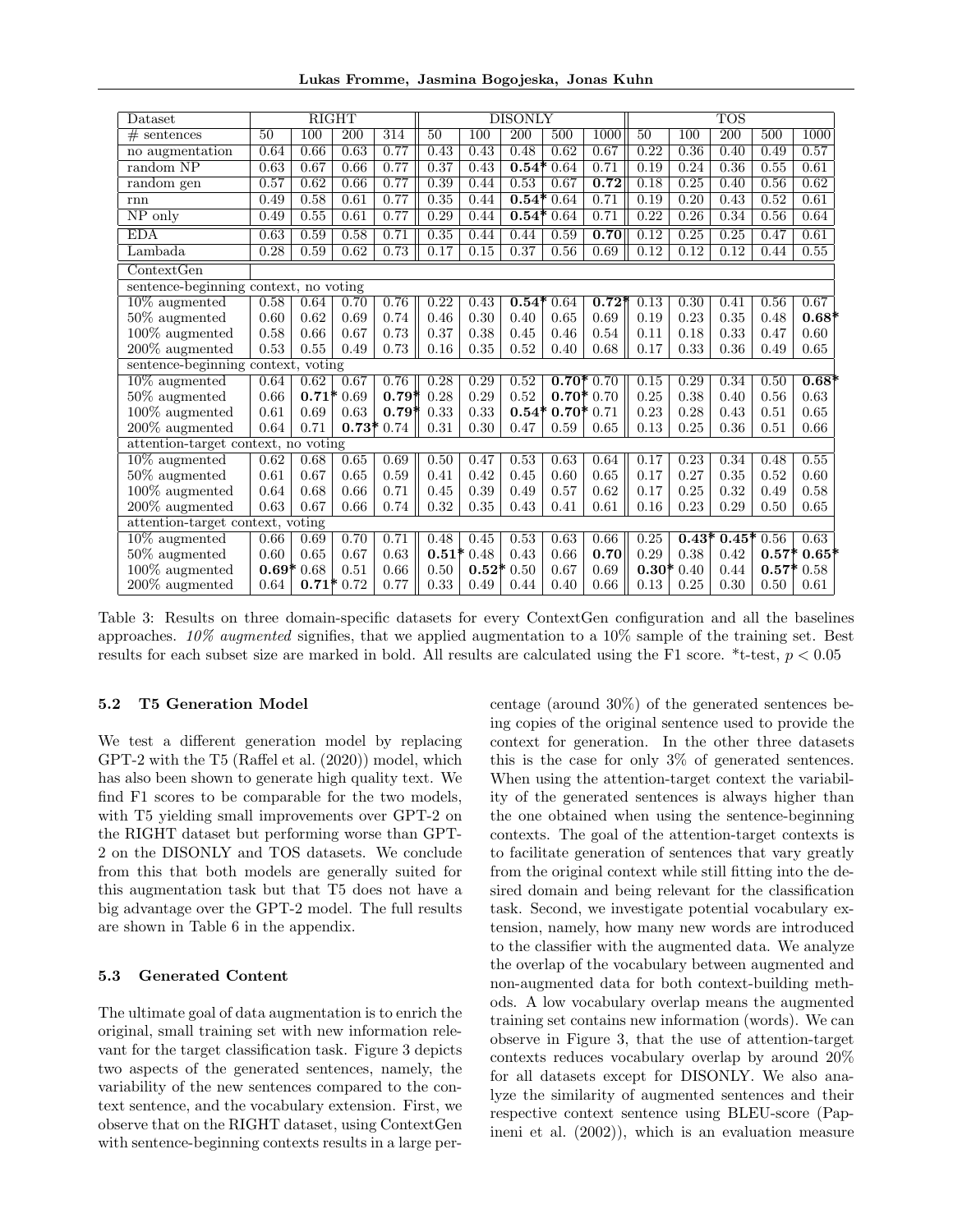| Dataset | RIGHT | | | | DISONLY | | | | | TOS | | | | |
|---|---|---|---|---|---|---|---|---|---|---|---|---|---|---|
| # sentences | 50 | 100 | 200 | 314 | 50 | 100 | 200 | 500 | 1000 | 50 | 100 | 200 | 500 | 1000 |
| no augmentation | 0.64 | 0.66 | 0.63 | 0.77 | 0.43 | 0.43 | 0.48 | 0.62 | 0.67 | 0.22 | 0.36 | 0.40 | 0.49 | 0.57 |
| random NP | 0.63 | 0.67 | 0.66 | 0.77 | 0.37 | 0.43 | **0.54*** | 0.64 | 0.71 | 0.19 | 0.24 | 0.36 | 0.55 | 0.61 |
| random gen | 0.57 | 0.62 | 0.66 | 0.77 | 0.39 | 0.44 | 0.53 | 0.67 | **0.72** | 0.18 | 0.25 | 0.40 | 0.56 | 0.62 |
| rnn | 0.49 | 0.58 | 0.61 | 0.77 | 0.35 | 0.44 | **0.54*** | 0.64 | 0.71 | 0.19 | 0.20 | 0.43 | 0.52 | 0.61 |
| NP only | 0.49 | 0.55 | 0.61 | 0.77 | 0.29 | 0.44 | **0.54*** | 0.64 | 0.71 | 0.22 | 0.26 | 0.34 | 0.56 | 0.64 |
| EDA | 0.63 | 0.59 | 0.58 | 0.71 | 0.35 | 0.44 | 0.44 | 0.59 | **0.70** | 0.12 | 0.25 | 0.25 | 0.47 | 0.61 |
| Lambada | 0.28 | 0.59 | 0.62 | 0.73 | 0.17 | 0.15 | 0.37 | 0.56 | 0.69 | 0.12 | 0.12 | 0.12 | 0.44 | 0.55 |
| ContextGen | | | | | | | | | | | | | | |
| sentence-beginning context, no voting | | | | | | | | | | | | | | |
| 10% augmented | 0.58 | 0.64 | 0.70 | 0.76 | 0.22 | 0.43 | **0.54*** | 0.64 | **0.72*** | 0.13 | 0.30 | 0.41 | 0.56 | 0.67 |
| 50% augmented | 0.60 | 0.62 | 0.69 | 0.74 | 0.46 | 0.30 | 0.40 | 0.65 | 0.69 | 0.19 | 0.23 | 0.35 | 0.48 | **0.68*** |
| 100% augmented | 0.58 | 0.66 | 0.67 | 0.73 | 0.37 | 0.38 | 0.45 | 0.46 | 0.54 | 0.11 | 0.18 | 0.33 | 0.47 | 0.60 |
| 200% augmented | 0.53 | 0.55 | 0.49 | 0.73 | 0.16 | 0.35 | 0.52 | 0.40 | 0.68 | 0.17 | 0.33 | 0.36 | 0.49 | 0.65 |
| sentence-beginning context, voting | | | | | | | | | | | | | | |
| 10% augmented | 0.64 | 0.62 | 0.67 | 0.76 | 0.28 | 0.29 | 0.52 | **0.70*** | 0.70 | 0.15 | 0.29 | 0.34 | 0.50 | **0.68*** |
| 50% augmented | 0.66 | **0.71*** | 0.69 | **0.79*** | 0.28 | 0.29 | 0.52 | **0.70*** | 0.70 | 0.25 | 0.38 | 0.40 | 0.56 | 0.63 |
| 100% augmented | 0.61 | 0.69 | 0.63 | **0.79*** | 0.33 | 0.33 | **0.54*** | **0.70*** | 0.71 | 0.23 | 0.28 | 0.43 | 0.51 | 0.65 |
| 200% augmented | 0.64 | 0.71 | **0.73*** | 0.74 | 0.31 | 0.30 | 0.47 | 0.59 | 0.65 | 0.13 | 0.25 | 0.36 | 0.51 | 0.66 |
| attention-target context, no voting | | | | | | | | | | | | | | |
| 10% augmented | 0.62 | 0.68 | 0.65 | 0.69 | 0.50 | 0.47 | 0.53 | 0.63 | 0.64 | 0.17 | 0.23 | 0.34 | 0.48 | 0.55 |
| 50% augmented | 0.61 | 0.67 | 0.65 | 0.59 | 0.41 | 0.42 | 0.45 | 0.60 | 0.65 | 0.17 | 0.27 | 0.35 | 0.52 | 0.60 |
| 100% augmented | 0.64 | 0.68 | 0.66 | 0.71 | 0.45 | 0.39 | 0.49 | 0.57 | 0.62 | 0.17 | 0.25 | 0.32 | 0.49 | 0.58 |
| 200% augmented | 0.63 | 0.67 | 0.66 | 0.74 | 0.32 | 0.35 | 0.43 | 0.41 | 0.61 | 0.16 | 0.23 | 0.29 | 0.50 | 0.65 |
| attention-target context, voting | | | | | | | | | | | | | | |
| 10% augmented | 0.66 | 0.69 | 0.70 | 0.71 | 0.48 | 0.45 | 0.53 | 0.63 | 0.66 | 0.25 | **0.43*** | **0.45*** | 0.56 | 0.63 |
| 50% augmented | 0.60 | 0.65 | 0.67 | 0.63 | **0.51*** | 0.48 | 0.43 | 0.66 | **0.70** | 0.29 | 0.38 | 0.42 | **0.57*** | **0.65*** |
| 100% augmented | **0.69*** | 0.68 | 0.51 | 0.66 | 0.50 | **0.52*** | 0.50 | 0.67 | 0.69 | **0.30*** | 0.40 | 0.44 | **0.57*** | 0.58 |
| 200% augmented | 0.64 | **0.71*** | 0.72 | 0.77 | 0.33 | 0.49 | 0.44 | 0.40 | 0.66 | 0.13 | 0.25 | 0.30 | 0.50 | 0.61 |

Table 3: Results on three domain-specific datasets for every ContextGen configuration and all the baselines approaches. *10% augmented* signifies, that we applied augmentation to a 10% sample of the training set. Best results for each subset size are marked in bold. All results are calculated using the F1 score. *t-test, $p < 0.05$

### 5.2 T5 Generation Model

We test a different generation model by replacing GPT-2 with the T5 (Raffel et al. (2020)) model, which has also been shown to generate high quality text. We find F1 scores to be comparable for the two models, with T5 yielding small improvements over GPT-2 on the RIGHT dataset but performing worse than GPT-2 on the DISONLY and TOS datasets. We conclude from this that both models are generally suited for this augmentation task but that T5 does not have a big advantage over the GPT-2 model. The full results are shown in Table 6 in the appendix.

### 5.3 Generated Content

The ultimate goal of data augmentation is to enrich the original, small training set with new information relevant for the target classification task. Figure 3 depicts two aspects of the generated sentences, namely, the variability of the new sentences compared to the context sentence, and the vocabulary extension. First, we observe that on the RIGHT dataset, using ContextGen with sentence-beginning contexts results in a large percentage (around 30%) of the generated sentences being copies of the original sentence used to provide the context for generation. In the other three datasets this is the case for only 3% of generated sentences. When using the attention-target context the variability of the generated sentences is always higher than the one obtained when using the sentence-beginning contexts. The goal of the attention-target contexts is to facilitate generation of sentences that vary greatly from the original context while still fitting into the desired domain and being relevant for the classification task. Second, we investigate potential vocabulary extension, namely, how many new words are introduced to the classifier with the augmented data. We analyze the overlap of the vocabulary between augmented and non-augmented data for both context-building methods. A low vocabulary overlap means the augmented training set contains new information (words). We can observe in Figure 3, that the use of attention-target contexts reduces vocabulary overlap by around 20% for all datasets except for DISONLY. We also analyze the similarity of augmented sentences and their respective context sentence using BLEU-score (Papineni et al. (2002)), which is an evaluation measure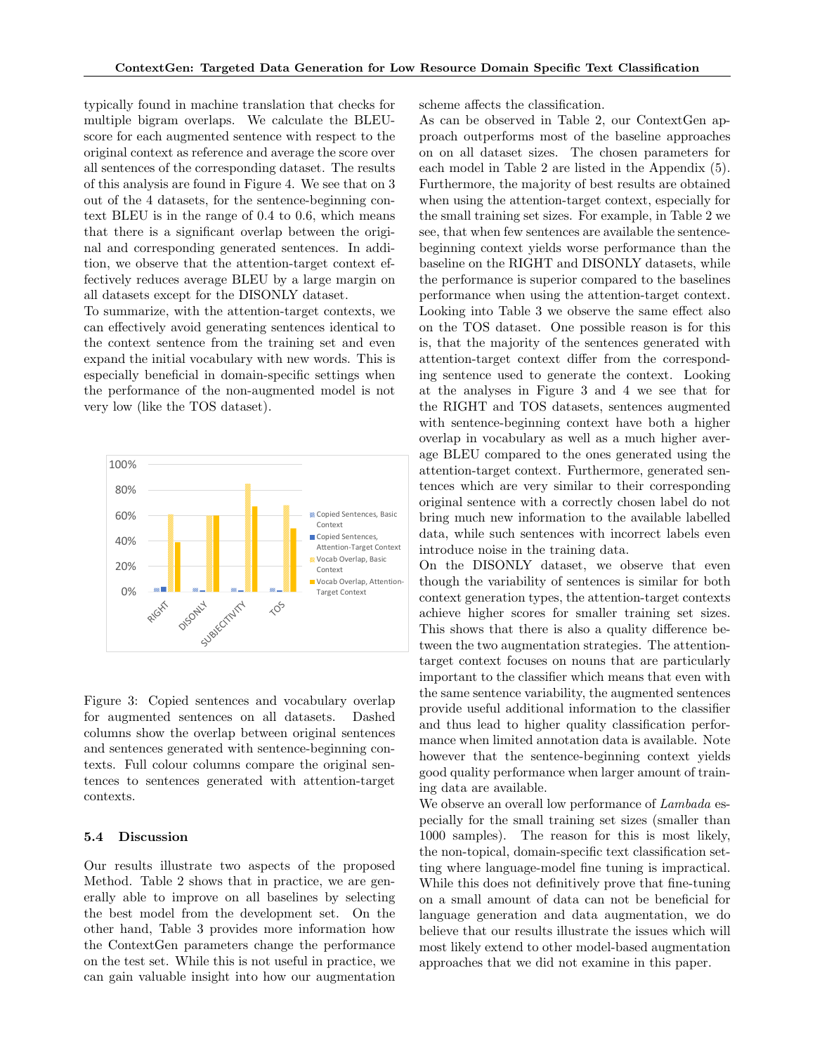typically found in machine translation that checks for multiple bigram overlaps. We calculate the BLEU-score for each augmented sentence with respect to the original context as reference and average the score over all sentences of the corresponding dataset. The results of this analysis are found in Figure 4. We see that on 3 out of the 4 datasets, for the sentence-beginning context BLEU is in the range of 0.4 to 0.6, which means that there is a significant overlap between the original and corresponding generated sentences. In addition, we observe that the attention-target context effectively reduces average BLEU by a large margin on all datasets except for the DISONLY dataset.

To summarize, with the attention-target contexts, we can effectively avoid generating sentences identical to the context sentence from the training set and even expand the initial vocabulary with new words. This is especially beneficial in domain-specific settings when the performance of the non-augmented model is not very low (like the TOS dataset).

Figure 3: Copied sentences and vocabulary overlap for augmented sentences on all datasets. Dashed columns show the overlap between original sentences and sentences generated with sentence-beginning contexts. Full colour columns compare the original sentences to sentences generated with attention-target contexts.

### 5.4 Discussion

Our results illustrate two aspects of the proposed Method. Table 2 shows that in practice, we are generally able to improve on all baselines by selecting the best model from the development set. On the other hand, Table 3 provides more information how the ContextGen parameters change the performance on the test set. While this is not useful in practice, we can gain valuable insight into how our augmentation scheme affects the classification.

As can be observed in Table 2, our ContextGen approach outperforms most of the baseline approaches on on all dataset sizes. The chosen parameters for each model in Table 2 are listed in the Appendix (5). Furthermore, the majority of best results are obtained when using the attention-target context, especially for the small training set sizes. For example, in Table 2 we see, that when few sentences are available the sentence-beginning context yields worse performance than the baseline on the RIGHT and DISONLY datasets, while the performance is superior compared to the baselines performance when using the attention-target context. Looking into Table 3 we observe the same effect also on the TOS dataset. One possible reason is for this is, that the majority of the sentences generated with attention-target context differ from the corresponding sentence used to generate the context. Looking at the analyses in Figure 3 and 4 we see that for the RIGHT and TOS datasets, sentences augmented with sentence-beginning context have both a higher overlap in vocabulary as well as a much higher average BLEU compared to the ones generated using the attention-target context. Furthermore, generated sentences which are very similar to their corresponding original sentence with a correctly chosen label do not bring much new information to the available labelled data, while such sentences with incorrect labels even introduce noise in the training data.

On the DISONLY dataset, we observe that even though the variability of sentences is similar for both context generation types, the attention-target contexts achieve higher scores for smaller training set sizes. This shows that there is also a quality difference between the two augmentation strategies. The attention-target context focuses on nouns that are particularly important to the classifier which means that even with the same sentence variability, the augmented sentences provide useful additional information to the classifier and thus lead to higher quality classification performance when limited annotation data is available. Note however that the sentence-beginning context yields good quality performance when larger amount of training data are available.

We observe an overall low performance of *Lambada* especially for the small training set sizes (smaller than 1000 samples). The reason for this is most likely, the non-topical, domain-specific text classification setting where language-model fine tuning is impractical. While this does not definitively prove that fine-tuning on a small amount of data can not be beneficial for language generation and data augmentation, we do believe that our results illustrate the issues which will most likely extend to other model-based augmentation approaches that we did not examine in this paper.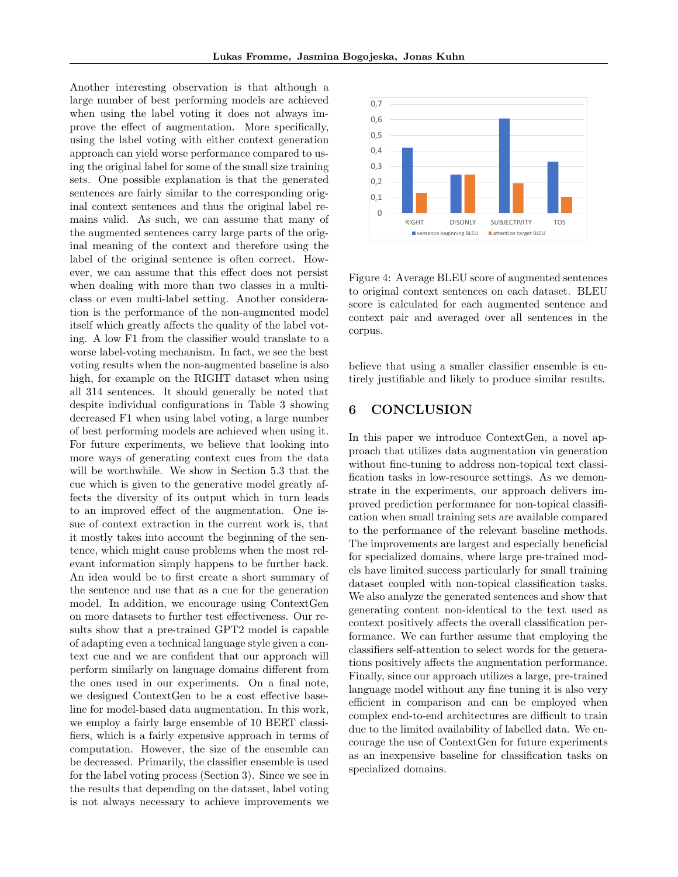Another interesting observation is that although a large number of best performing models are achieved when using the label voting it does not always improve the effect of augmentation. More specifically, using the label voting with either context generation approach can yield worse performance compared to using the original label for some of the small size training sets. One possible explanation is that the generated sentences are fairly similar to the corresponding original context sentences and thus the original label remains valid. As such, we can assume that many of the augmented sentences carry large parts of the original meaning of the context and therefore using the label of the original sentence is often correct. However, we can assume that this effect does not persist when dealing with more than two classes in a multi-class or even multi-label setting. Another consideration is the performance of the non-augmented model itself which greatly affects the quality of the label voting. A low F1 from the classifier would translate to a worse label-voting mechanism. In fact, we see the best voting results when the non-augmented baseline is also high, for example on the RIGHT dataset when using all 314 sentences. It should generally be noted that despite individual configurations in Table 3 showing decreased F1 when using label voting, a large number of best performing models are achieved when using it. For future experiments, we believe that looking into more ways of generating context cues from the data will be worthwhile. We show in Section 5.3 that the cue which is given to the generative model greatly affects the diversity of its output which in turn leads to an improved effect of the augmentation. One issue of context extraction in the current work is, that it mostly takes into account the beginning of the sentence, which might cause problems when the most relevant information simply happens to be further back. An idea would be to first create a short summary of the sentence and use that as a cue for the generation model. In addition, we encourage using ContextGen on more datasets to further test effectiveness. Our results show that a pre-trained GPT2 model is capable of adapting even a technical language style given a context cue and we are confident that our approach will perform similarly on language domains different from the ones used in our experiments. On a final note, we designed ContextGen to be a cost effective baseline for model-based data augmentation. In this work, we employ a fairly large ensemble of 10 BERT classifiers, which is a fairly expensive approach in terms of computation. However, the size of the ensemble can be decreased. Primarily, the classifier ensemble is used for the label voting process (Section 3). Since we see in the results that depending on the dataset, label voting is not always necessary to achieve improvements we believe that using a smaller classifier ensemble is entirely justifiable and likely to produce similar results.

Figure 4: Average BLEU score of augmented sentences to original context sentences on each dataset. BLEU score is calculated for each augmented sentence and context pair and averaged over all sentences in the corpus.

## 6 CONCLUSION

In this paper we introduce ContextGen, a novel approach that utilizes data augmentation via generation without fine-tuning to address non-topical text classification tasks in low-resource settings. As we demonstrate in the experiments, our approach delivers improved prediction performance for non-topical classification when small training sets are available compared to the performance of the relevant baseline methods. The improvements are largest and especially beneficial for specialized domains, where large pre-trained models have limited success particularly for small training dataset coupled with non-topical classification tasks. We also analyze the generated sentences and show that generating content non-identical to the text used as context positively affects the overall classification performance. We can further assume that employing the classifiers self-attention to select words for the generations positively affects the augmentation performance. Finally, since our approach utilizes a large, pre-trained language model without any fine tuning it is also very efficient in comparison and can be employed when complex end-to-end architectures are difficult to train due to the limited availability of labelled data. We encourage the use of ContextGen for future experiments as an inexpensive baseline for classification tasks on specialized domains.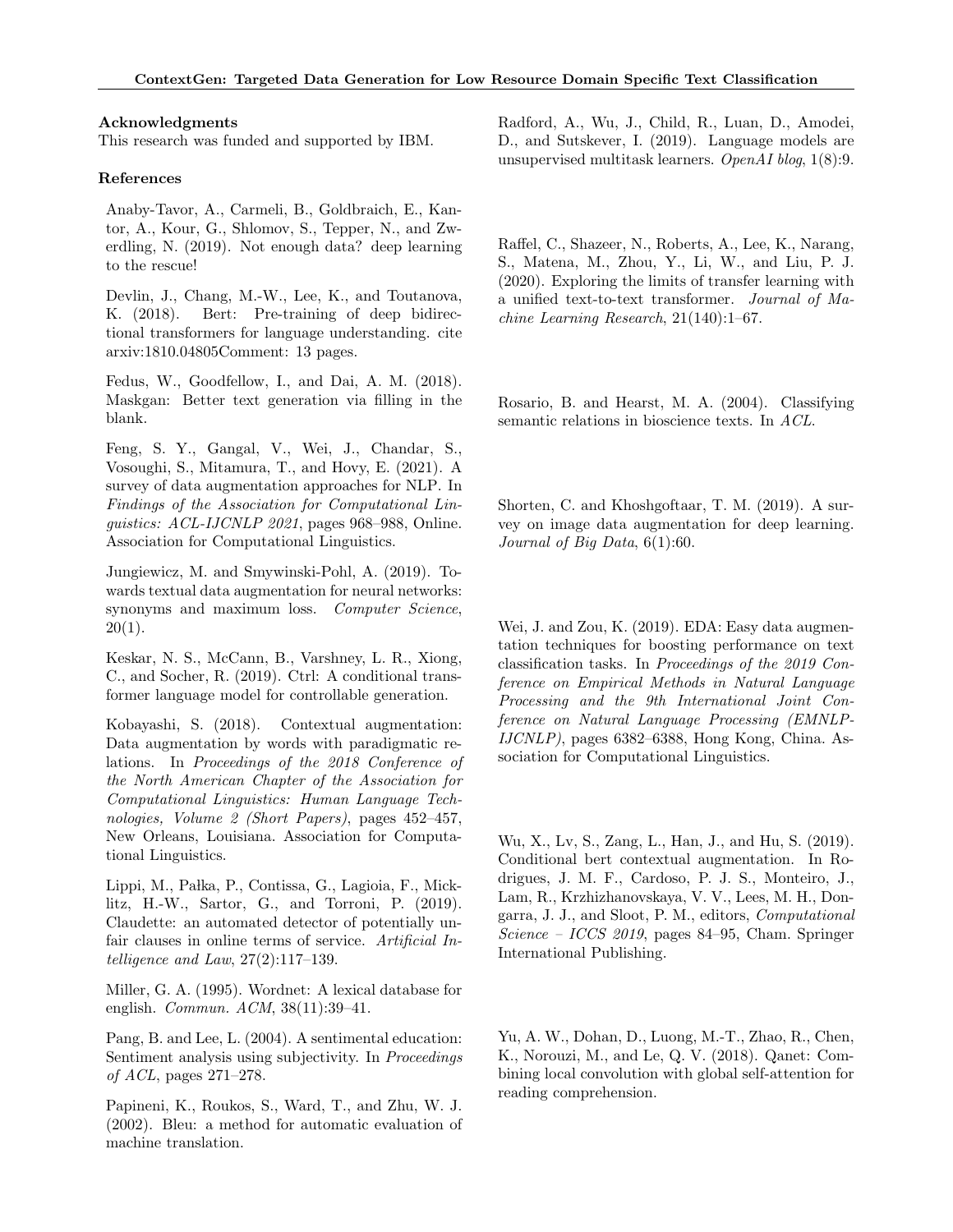### Acknowledgments

This research was funded and supported by IBM.

### References

Anaby-Tavor, A., Carmeli, B., Goldbraich, E., Kantor, A., Kour, G., Shlomov, S., Tepper, N., and Zwerdling, N. (2019). Not enough data? deep learning to the rescue!

Devlin, J., Chang, M.-W., Lee, K., and Toutanova, K. (2018). Bert: Pre-training of deep bidirectional transformers for language understanding. cite arxiv:1810.04805Comment: 13 pages.

Fedus, W., Goodfellow, I., and Dai, A. M. (2018). Maskgan: Better text generation via filling in the blank.

Feng, S. Y., Gangal, V., Wei, J., Chandar, S., Vosoughi, S., Mitamura, T., and Hovy, E. (2021). A survey of data augmentation approaches for NLP. In *Findings of the Association for Computational Linguistics: ACL-IJCNLP 2021*, pages 968–988, Online. Association for Computational Linguistics.

Jungiewicz, M. and Smywinski-Pohl, A. (2019). Towards textual data augmentation for neural networks: synonyms and maximum loss. *Computer Science*, 20(1).

Keskar, N. S., McCann, B., Varshney, L. R., Xiong, C., and Socher, R. (2019). Ctrl: A conditional transformer language model for controllable generation.

Kobayashi, S. (2018). Contextual augmentation: Data augmentation by words with paradigmatic relations. In *Proceedings of the 2018 Conference of the North American Chapter of the Association for Computational Linguistics: Human Language Technologies, Volume 2 (Short Papers)*, pages 452–457, New Orleans, Louisiana. Association for Computational Linguistics.

Lippi, M., Pałka, P., Contissa, G., Lagioia, F., Micklitz, H.-W., Sartor, G., and Torroni, P. (2019). Claudette: an automated detector of potentially unfair clauses in online terms of service. *Artificial Intelligence and Law*, 27(2):117–139.

Miller, G. A. (1995). Wordnet: A lexical database for english. *Commun. ACM*, 38(11):39–41.

Pang, B. and Lee, L. (2004). A sentimental education: Sentiment analysis using subjectivity. In *Proceedings of ACL*, pages 271–278.

Papineni, K., Roukos, S., Ward, T., and Zhu, W. J. (2002). Bleu: a method for automatic evaluation of machine translation.

Radford, A., Wu, J., Child, R., Luan, D., Amodei, D., and Sutskever, I. (2019). Language models are unsupervised multitask learners. *OpenAI blog*, 1(8):9.

Raffel, C., Shazeer, N., Roberts, A., Lee, K., Narang, S., Matena, M., Zhou, Y., Li, W., and Liu, P. J. (2020). Exploring the limits of transfer learning with a unified text-to-text transformer. *Journal of Machine Learning Research*, 21(140):1–67.

Rosario, B. and Hearst, M. A. (2004). Classifying semantic relations in bioscience texts. In *ACL*.

Shorten, C. and Khoshgoftaar, T. M. (2019). A survey on image data augmentation for deep learning. *Journal of Big Data*, 6(1):60.

Wei, J. and Zou, K. (2019). EDA: Easy data augmentation techniques for boosting performance on text classification tasks. In *Proceedings of the 2019 Conference on Empirical Methods in Natural Language Processing and the 9th International Joint Conference on Natural Language Processing (EMNLP-IJCNLP)*, pages 6382–6388, Hong Kong, China. Association for Computational Linguistics.

Wu, X., Lv, S., Zang, L., Han, J., and Hu, S. (2019). Conditional bert contextual augmentation. In Rodrigues, J. M. F., Cardoso, P. J. S., Monteiro, J., Lam, R., Krzhizhanovskaya, V. V., Lees, M. H., Dongarra, J. J., and Sloot, P. M., editors, *Computational Science – ICCS 2019*, pages 84–95, Cham. Springer International Publishing.

Yu, A. W., Dohan, D., Luong, M.-T., Zhao, R., Chen, K., Norouzi, M., and Le, Q. V. (2018). Qanet: Combining local convolution with global self-attention for reading comprehension.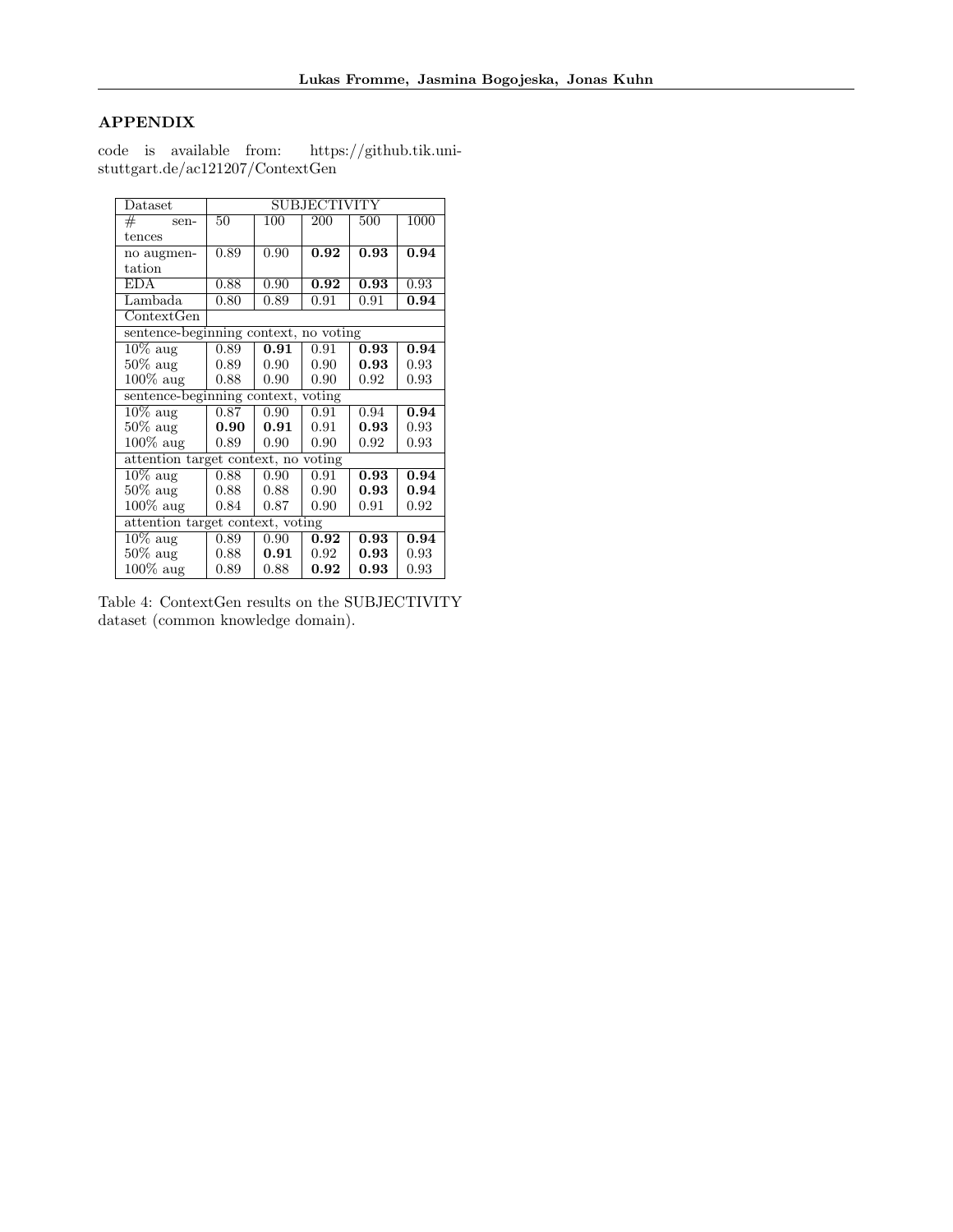## APPENDIX

code is available from: https://github.tik.uni-stuttgart.de/ac121207/ContextGen

| Dataset | SUBJECTIVITY | | | | |
|---|---|---|---|---|---|
| # sentences | 50 | 100 | 200 | 500 | 1000 |
| no augmentation | 0.89 | 0.90 | **0.92** | **0.93** | **0.94** |
| EDA | 0.88 | 0.90 | **0.92** | **0.93** | 0.93 |
| Lambada | 0.80 | 0.89 | 0.91 | 0.91 | **0.94** |
| ContextGen | | | | | |
| sentence-beginning context, no voting | | | | | |
| 10% aug | 0.89 | **0.91** | 0.91 | **0.93** | **0.94** |
| 50% aug | 0.89 | 0.90 | 0.90 | **0.93** | 0.93 |
| 100% aug | 0.88 | 0.90 | 0.90 | 0.92 | 0.93 |
| sentence-beginning context, voting | | | | | |
| 10% aug | 0.87 | 0.90 | 0.91 | 0.94 | **0.94** |
| 50% aug | **0.90** | **0.91** | 0.91 | **0.93** | 0.93 |
| 100% aug | 0.89 | 0.90 | 0.90 | 0.92 | 0.93 |
| attention target context, no voting | | | | | |
| 10% aug | 0.88 | 0.90 | 0.91 | **0.93** | **0.94** |
| 50% aug | 0.88 | 0.88 | 0.90 | **0.93** | **0.94** |
| 100% aug | 0.84 | 0.87 | 0.90 | 0.91 | 0.92 |
| attention target context, voting | | | | | |
| 10% aug | 0.89 | 0.90 | **0.92** | **0.93** | **0.94** |
| 50% aug | 0.88 | **0.91** | 0.92 | **0.93** | 0.93 |
| 100% aug | 0.89 | 0.88 | **0.92** | **0.93** | 0.93 |

Table 4: ContextGen results on the SUBJECTIVITY dataset (common knowledge domain).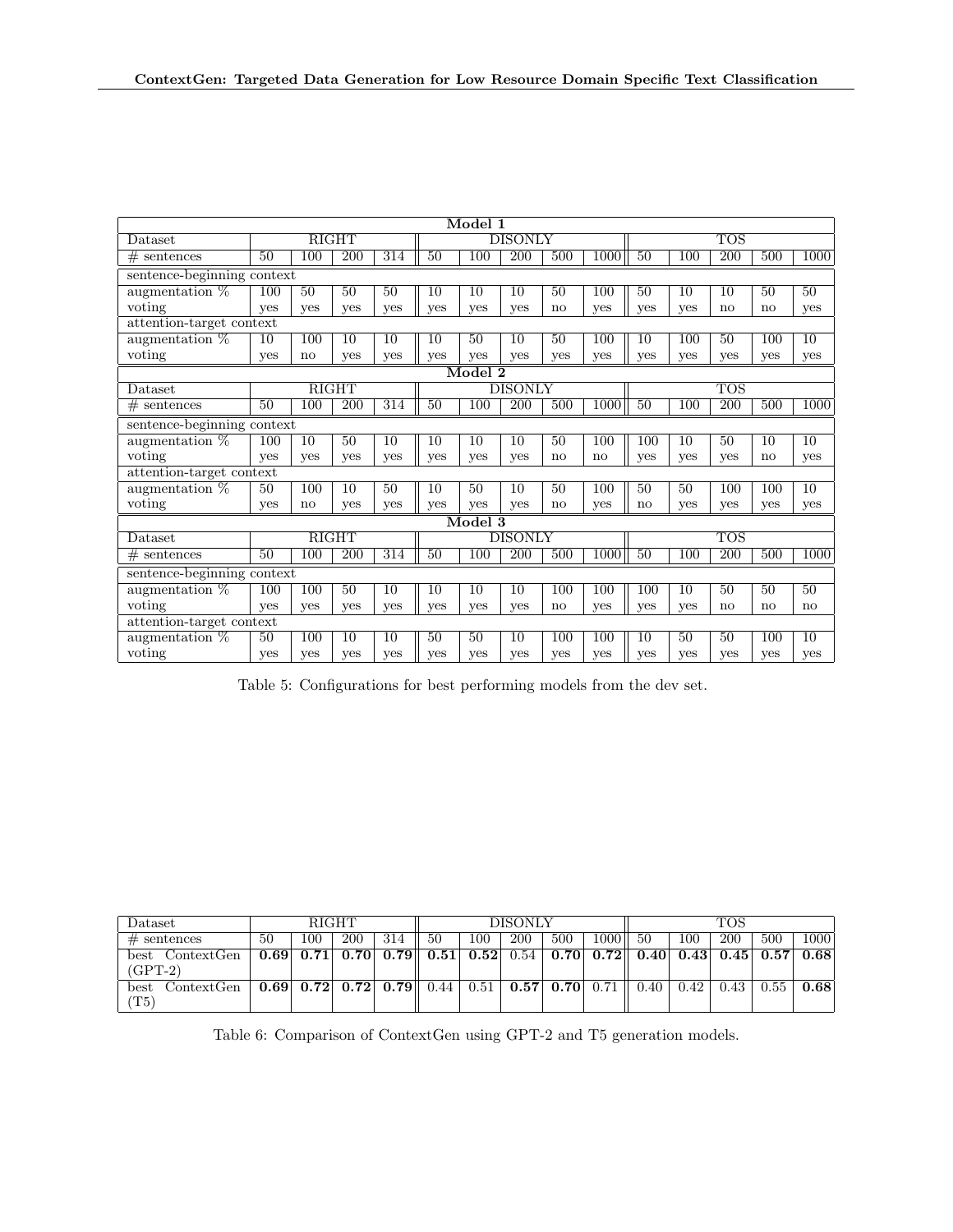| Model 1 | | | | | | | | | | | | | | |
|---|---|---|---|---|---|---|---|---|---|---|---|---|---|---|
| Dataset | RIGHT | | | | DISONLY | | | | | TOS | | | | |
| # sentences | 50 | 100 | 200 | 314 | 50 | 100 | 200 | 500 | 1000 | 50 | 100 | 200 | 500 | 1000 |
| sentence-beginning context | | | | | | | | | | | | | | |
| augmentation % | 100 | 50 | 50 | 50 | 10 | 10 | 10 | 50 | 100 | 50 | 10 | 10 | 50 | 50 |
| voting | yes | yes | yes | yes | yes | yes | yes | no | yes | yes | yes | no | no | yes |
| attention-target context | | | | | | | | | | | | | | |
| augmentation % | 10 | 100 | 10 | 10 | 10 | 50 | 10 | 50 | 100 | 10 | 100 | 50 | 100 | 10 |
| voting | yes | no | yes | yes | yes | yes | yes | yes | yes | yes | yes | yes | yes | yes |
| **Model 2** | | | | | | | | | | | | | | |
| Dataset | RIGHT | | | | DISONLY | | | | | TOS | | | | |
| # sentences | 50 | 100 | 200 | 314 | 50 | 100 | 200 | 500 | 1000 | 50 | 100 | 200 | 500 | 1000 |
| sentence-beginning context | | | | | | | | | | | | | | |
| augmentation % | 100 | 10 | 50 | 10 | 10 | 10 | 10 | 50 | 100 | 100 | 10 | 50 | 10 | 10 |
| voting | yes | yes | yes | yes | yes | yes | yes | no | no | yes | yes | yes | no | yes |
| attention-target context | | | | | | | | | | | | | | |
| augmentation % | 50 | 100 | 10 | 50 | 10 | 50 | 10 | 50 | 100 | 50 | 50 | 100 | 100 | 10 |
| voting | yes | no | yes | yes | yes | yes | yes | no | yes | no | yes | yes | yes | yes |
| **Model 3** | | | | | | | | | | | | | | |
| Dataset | RIGHT | | | | DISONLY | | | | | TOS | | | | |
| # sentences | 50 | 100 | 200 | 314 | 50 | 100 | 200 | 500 | 1000 | 50 | 100 | 200 | 500 | 1000 |
| sentence-beginning context | | | | | | | | | | | | | | |
| augmentation % | 100 | 100 | 50 | 10 | 10 | 10 | 10 | 100 | 100 | 100 | 10 | 50 | 50 | 50 |
| voting | yes | yes | yes | yes | yes | yes | yes | no | yes | yes | yes | no | no | no |
| attention-target context | | | | | | | | | | | | | | |
| augmentation % | 50 | 100 | 10 | 10 | 50 | 50 | 10 | 100 | 100 | 10 | 50 | 50 | 100 | 10 |
| voting | yes | yes | yes | yes | yes | yes | yes | yes | yes | yes | yes | yes | yes | yes |

Table 5: Configurations for best performing models from the dev set.

| Dataset | RIGHT | | | | DISONLY | | | | | TOS | | | | |
|---|---|---|---|---|---|---|---|---|---|---|---|---|---|---|
| # sentences | 50 | 100 | 200 | 314 | 50 | 100 | 200 | 500 | 1000 | 50 | 100 | 200 | 500 | 1000 |
| best ContextGen (GPT-2) | **0.69** | **0.71** | **0.70** | **0.79** | **0.51** | **0.52** | 0.54 | **0.70** | **0.72** | **0.40** | **0.43** | **0.45** | **0.57** | **0.68** |
| best ContextGen (T5) | **0.69** | **0.72** | **0.72** | **0.79** | 0.44 | 0.51 | **0.57** | **0.70** | 0.71 | 0.40 | 0.42 | 0.43 | 0.55 | **0.68** |

Table 6: Comparison of ContextGen using GPT-2 and T5 generation models.